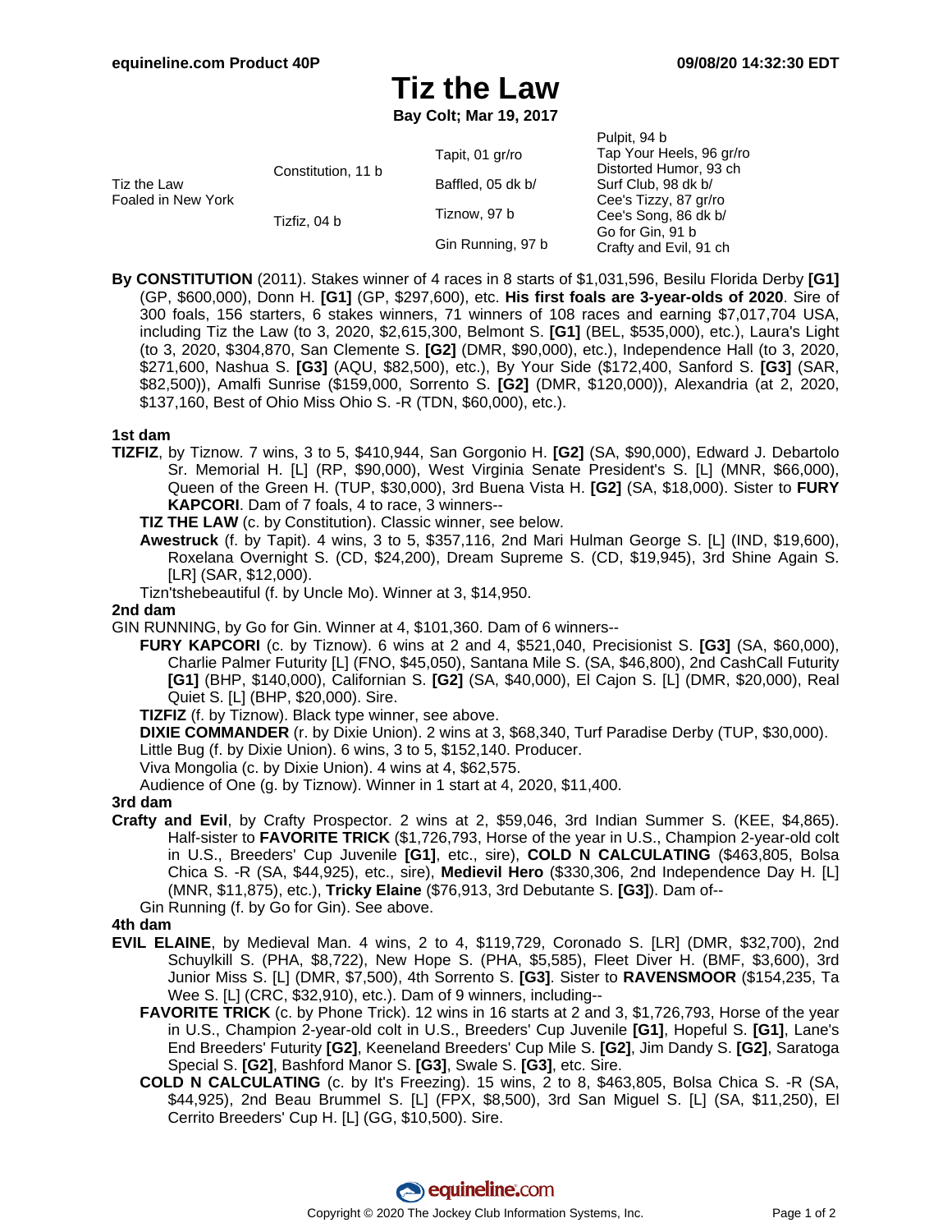# Tiz the Law

**Bay Colt; Mar 19, 2017**

| | | | |
|---|---|---|---|
| Tiz the Law<br>Foaled in New York | Constitution, 11 b | Tapit, 01 gr/ro | Pulpit, 94 b |
| | | | Tap Your Heels, 96 gr/ro |
| | | Baffled, 05 dk b/ | Distorted Humor, 93 ch |
| | | | Surf Club, 98 dk b/ |
| | Tizfiz, 04 b | Tiznow, 97 b | Cee's Tizzy, 87 gr/ro |
| | | | Cee's Song, 86 dk b/ |
| | | Gin Running, 97 b | Go for Gin, 91 b |
| | | | Crafty and Evil, 91 ch |

**By CONSTITUTION** (2011). Stakes winner of 4 races in 8 starts of $1,031,596, Besilu Florida Derby **[G1]** (GP, $600,000), Donn H. **[G1]** (GP, $297,600), etc. **His first foals are 3-year-olds of 2020**. Sire of 300 foals, 156 starters, 6 stakes winners, 71 winners of 108 races and earning $7,017,704 USA, including Tiz the Law (to 3, 2020, $2,615,300, Belmont S. **[G1]** (BEL, $535,000), etc.), Laura's Light (to 3, 2020, $304,870, San Clemente S. **[G2]** (DMR, $90,000), etc.), Independence Hall (to 3, 2020, $271,600, Nashua S. **[G3]** (AQU, $82,500), etc.), By Your Side ($172,400, Sanford S. **[G3]** (SAR, $82,500)), Amalfi Sunrise ($159,000, Sorrento S. **[G2]** (DMR, $120,000)), Alexandria (at 2, 2020, $137,160, Best of Ohio Miss Ohio S. -R (TDN, $60,000), etc.).

### 1st dam

**TIZFIZ**, by Tiznow. 7 wins, 3 to 5, $410,944, San Gorgonio H. **[G2]** (SA, $90,000), Edward J. Debartolo Sr. Memorial H. [L] (RP, $90,000), West Virginia Senate President's S. [L] (MNR, $66,000), Queen of the Green H. (TUP, $30,000), 3rd Buena Vista H. **[G2]** (SA, $18,000). Sister to **FURY KAPCORI**. Dam of 7 foals, 4 to race, 3 winners--

- **TIZ THE LAW** (c. by Constitution). Classic winner, see below.
- **Awestruck** (f. by Tapit). 4 wins, 3 to 5, $357,116, 2nd Mari Hulman George S. [L] (IND, $19,600), Roxelana Overnight S. (CD, $24,200), Dream Supreme S. (CD, $19,945), 3rd Shine Again S. [LR] (SAR, $12,000).
- Tizn'tshebeautiful (f. by Uncle Mo). Winner at 3, $14,950.

### 2nd dam

GIN RUNNING, by Go for Gin. Winner at 4, $101,360. Dam of 6 winners--

- **FURY KAPCORI** (c. by Tiznow). 6 wins at 2 and 4, $521,040, Precisionist S. **[G3]** (SA, $60,000), Charlie Palmer Futurity [L] (FNO, $45,050), Santana Mile S. (SA, $46,800), 2nd CashCall Futurity **[G1]** (BHP, $140,000), Californian S. **[G2]** (SA, $40,000), El Cajon S. [L] (DMR, $20,000), Real Quiet S. [L] (BHP, $20,000). Sire.
- **TIZFIZ** (f. by Tiznow). Black type winner, see above.
- **DIXIE COMMANDER** (r. by Dixie Union). 2 wins at 3, $68,340, Turf Paradise Derby (TUP, $30,000).
- Little Bug (f. by Dixie Union). 6 wins, 3 to 5, $152,140. Producer.
- Viva Mongolia (c. by Dixie Union). 4 wins at 4, $62,575.
- Audience of One (g. by Tiznow). Winner in 1 start at 4, 2020, $11,400.

### 3rd dam

**Crafty and Evil**, by Crafty Prospector. 2 wins at 2, $59,046, 3rd Indian Summer S. (KEE, $4,865). Half-sister to **FAVORITE TRICK** ($1,726,793, Horse of the year in U.S., Champion 2-year-old colt in U.S., Breeders' Cup Juvenile **[G1]**, etc., sire), **COLD N CALCULATING** ($463,805, Bolsa Chica S. -R (SA, $44,925), etc., sire), **Medievil Hero** ($330,306, 2nd Independence Day H. [L] (MNR, $11,875), etc.), **Tricky Elaine** ($76,913, 3rd Debutante S. **[G3]**). Dam of--

- Gin Running (f. by Go for Gin). See above.

### 4th dam

**EVIL ELAINE**, by Medieval Man. 4 wins, 2 to 4, $119,729, Coronado S. [LR] (DMR, $32,700), 2nd Schuylkill S. (PHA, $8,722), New Hope S. (PHA, $5,585), Fleet Diver H. (BMF, $3,600), 3rd Junior Miss S. [L] (DMR, $7,500), 4th Sorrento S. **[G3]**. Sister to **RAVENSMOOR** ($154,235, Ta Wee S. [L] (CRC, $32,910), etc.). Dam of 9 winners, including--

- **FAVORITE TRICK** (c. by Phone Trick). 12 wins in 16 starts at 2 and 3, $1,726,793, Horse of the year in U.S., Champion 2-year-old colt in U.S., Breeders' Cup Juvenile **[G1]**, Hopeful S. **[G1]**, Lane's End Breeders' Futurity **[G2]**, Keeneland Breeders' Cup Mile S. **[G2]**, Jim Dandy S. **[G2]**, Saratoga Special S. **[G2]**, Bashford Manor S. **[G3]**, Swale S. **[G3]**, etc. Sire.
- **COLD N CALCULATING** (c. by It's Freezing). 15 wins, 2 to 8, $463,805, Bolsa Chica S. -R (SA, $44,925), 2nd Beau Brummel S. [L] (FPX, $8,500), 3rd San Miguel S. [L] (SA, $11,250), El Cerrito Breeders' Cup H. [L] (GG, $10,500). Sire.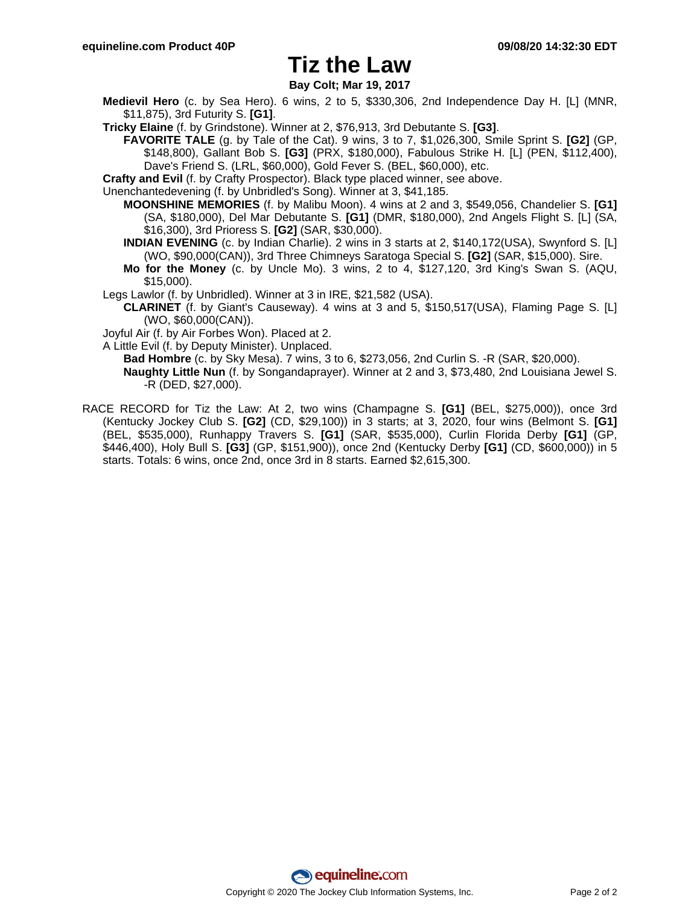# Tiz the Law

**Bay Colt; Mar 19, 2017**

**Medievil Hero** (c. by Sea Hero). 6 wins, 2 to 5, $330,306, 2nd Independence Day H. [L] (MNR, $11,875), 3rd Futurity S. **[G1]**.

**Tricky Elaine** (f. by Grindstone). Winner at 2, $76,913, 3rd Debutante S. **[G3]**.

**FAVORITE TALE** (g. by Tale of the Cat). 9 wins, 3 to 7, $1,026,300, Smile Sprint S. **[G2]** (GP, $148,800), Gallant Bob S. **[G3]** (PRX, $180,000), Fabulous Strike H. [L] (PEN, $112,400), Dave's Friend S. (LRL, $60,000), Gold Fever S. (BEL, $60,000), etc.

**Crafty and Evil** (f. by Crafty Prospector). Black type placed winner, see above.

Unenchantedevening (f. by Unbridled's Song). Winner at 3, $41,185.

**MOONSHINE MEMORIES** (f. by Malibu Moon). 4 wins at 2 and 3, $549,056, Chandelier S. **[G1]** (SA, $180,000), Del Mar Debutante S. **[G1]** (DMR, $180,000), 2nd Angels Flight S. [L] (SA, $16,300), 3rd Prioress S. **[G2]** (SAR, $30,000).

**INDIAN EVENING** (c. by Indian Charlie). 2 wins in 3 starts at 2, $140,172(USA), Swynford S. [L] (WO, $90,000(CAN)), 3rd Three Chimneys Saratoga Special S. **[G2]** (SAR, $15,000). Sire.

**Mo for the Money** (c. by Uncle Mo). 3 wins, 2 to 4, $127,120, 3rd King's Swan S. (AQU, $15,000).

Legs Lawlor (f. by Unbridled). Winner at 3 in IRE, $21,582 (USA).

**CLARINET** (f. by Giant's Causeway). 4 wins at 3 and 5, $150,517(USA), Flaming Page S. [L] (WO, $60,000(CAN)).

Joyful Air (f. by Air Forbes Won). Placed at 2.

A Little Evil (f. by Deputy Minister). Unplaced.

**Bad Hombre** (c. by Sky Mesa). 7 wins, 3 to 6, $273,056, 2nd Curlin S. -R (SAR, $20,000).

**Naughty Little Nun** (f. by Songandaprayer). Winner at 2 and 3, $73,480, 2nd Louisiana Jewel S. -R (DED, $27,000).

RACE RECORD for Tiz the Law: At 2, two wins (Champagne S. **[G1]** (BEL, $275,000)), once 3rd (Kentucky Jockey Club S. **[G2]** (CD, $29,100)) in 3 starts; at 3, 2020, four wins (Belmont S. **[G1]** (BEL, $535,000), Runhappy Travers S. **[G1]** (SAR, $535,000), Curlin Florida Derby **[G1]** (GP, $446,400), Holy Bull S. **[G3]** (GP, $151,900)), once 2nd (Kentucky Derby **[G1]** (CD, $600,000)) in 5 starts. Totals: 6 wins, once 2nd, once 3rd in 8 starts. Earned $2,615,300.

Copyright © 2020 The Jockey Club Information Systems, Inc.